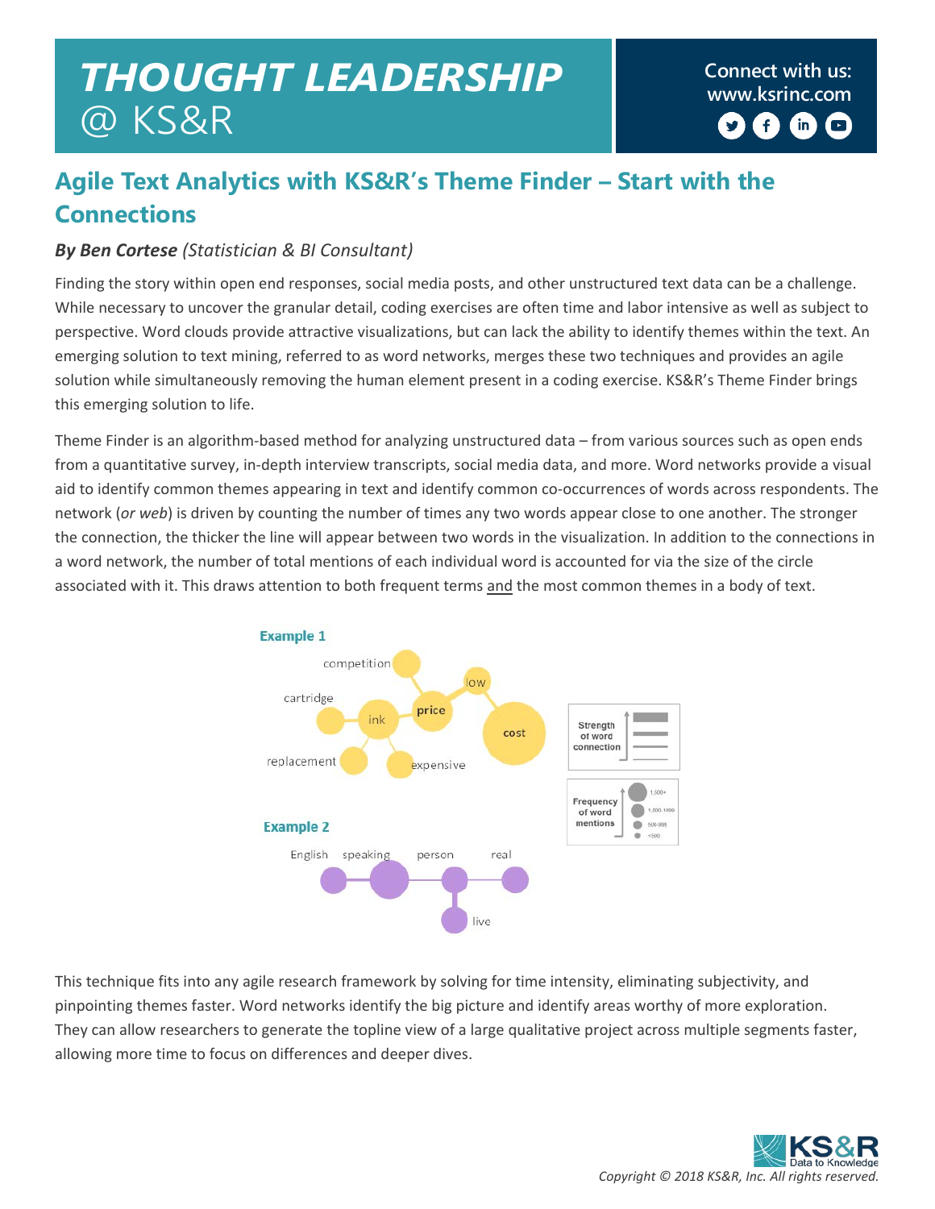# THOUGHT LEADERSHIP @ KS&R

Connect with us: www.ksrinc.com

## Agile Text Analytics with KS&R's Theme Finder – Start with the Connections

***By Ben Cortese** (Statistician & BI Consultant)*

Finding the story within open end responses, social media posts, and other unstructured text data can be a challenge. While necessary to uncover the granular detail, coding exercises are often time and labor intensive as well as subject to perspective. Word clouds provide attractive visualizations, but can lack the ability to identify themes within the text. An emerging solution to text mining, referred to as word networks, merges these two techniques and provides an agile solution while simultaneously removing the human element present in a coding exercise. KS&R's Theme Finder brings this emerging solution to life.

Theme Finder is an algorithm-based method for analyzing unstructured data – from various sources such as open ends from a quantitative survey, in-depth interview transcripts, social media data, and more. Word networks provide a visual aid to identify common themes appearing in text and identify common co-occurrences of words across respondents. The network (*or web*) is driven by counting the number of times any two words appear close to one another. The stronger the connection, the thicker the line will appear between two words in the visualization. In addition to the connections in a word network, the number of total mentions of each individual word is accounted for via the size of the circle associated with it. This draws attention to both frequent terms and the most common themes in a body of text.

**Example 1**

competition, low, cartridge, ink, price, cost, replacement, expensive

**Example 2**

English, speaking, person, real, live

Strength of word connection

Frequency of word mentions: 1,500+; 1,000-1499; 500-999; <500

This technique fits into any agile research framework by solving for time intensity, eliminating subjectivity, and pinpointing themes faster. Word networks identify the big picture and identify areas worthy of more exploration. They can allow researchers to generate the topline view of a large qualitative project across multiple segments faster, allowing more time to focus on differences and deeper dives.

Copyright © 2018 KS&R, Inc. All rights reserved.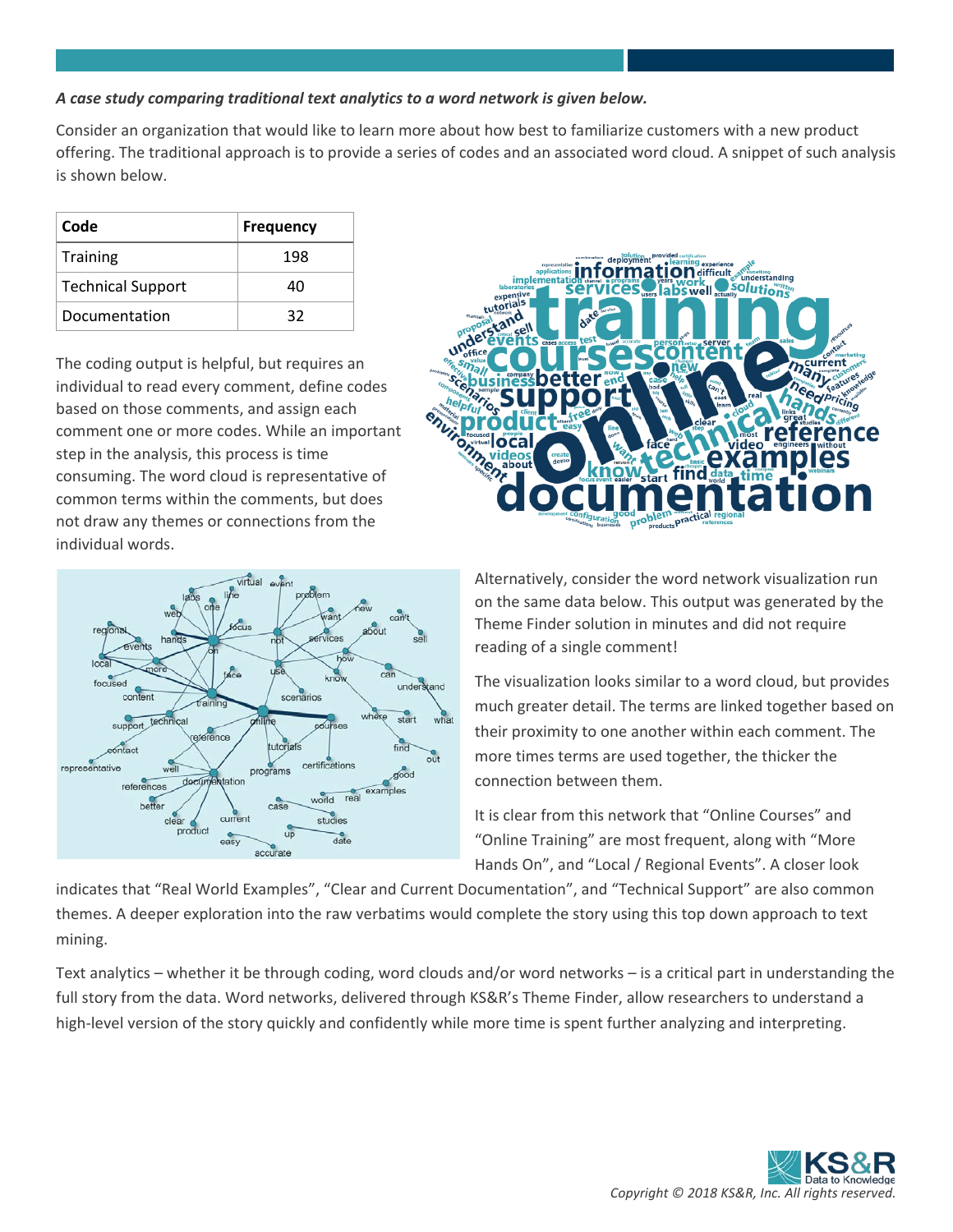***A case study comparing traditional text analytics to a word network is given below.***

Consider an organization that would like to learn more about how best to familiarize customers with a new product offering. The traditional approach is to provide a series of codes and an associated word cloud. A snippet of such analysis is shown below.

| Code | Frequency |
| --- | --- |
| Training | 198 |
| Technical Support | 40 |
| Documentation | 32 |

The coding output is helpful, but requires an individual to read every comment, define codes based on those comments, and assign each comment one or more codes. While an important step in the analysis, this process is time consuming. The word cloud is representative of common terms within the comments, but does not draw any themes or connections from the individual words.

Alternatively, consider the word network visualization run on the same data below. This output was generated by the Theme Finder solution in minutes and did not require reading of a single comment!

The visualization looks similar to a word cloud, but provides much greater detail. The terms are linked together based on their proximity to one another within each comment. The more times terms are used together, the thicker the connection between them.

It is clear from this network that "Online Courses" and "Online Training" are most frequent, along with "More Hands On", and "Local / Regional Events". A closer look indicates that "Real World Examples", "Clear and Current Documentation", and "Technical Support" are also common themes. A deeper exploration into the raw verbatims would complete the story using this top down approach to text mining.

Text analytics – whether it be through coding, word clouds and/or word networks – is a critical part in understanding the full story from the data. Word networks, delivered through KS&R's Theme Finder, allow researchers to understand a high-level version of the story quickly and confidently while more time is spent further analyzing and interpreting.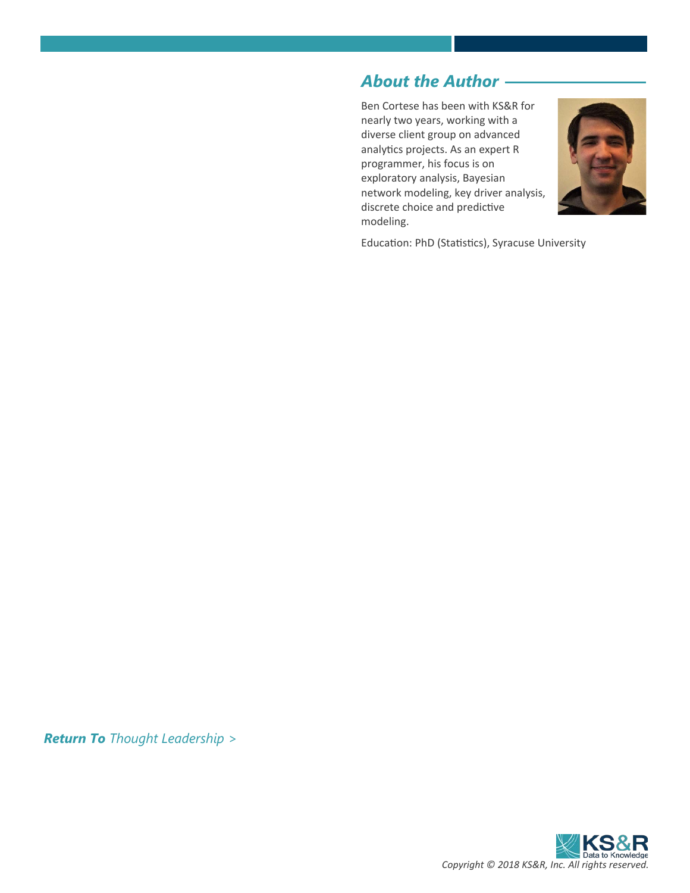## *About the Author*

Ben Cortese has been with KS&R for nearly two years, working with a diverse client group on advanced analytics projects. As an expert R programmer, his focus is on exploratory analysis, Bayesian network modeling, key driver analysis, discrete choice and predictive modeling.

Education: PhD (Statistics), Syracuse University

***Return To*** *Thought Leadership >*

KS&R Data to Knowledge

*Copyright © 2018 KS&R, Inc. All rights reserved.*